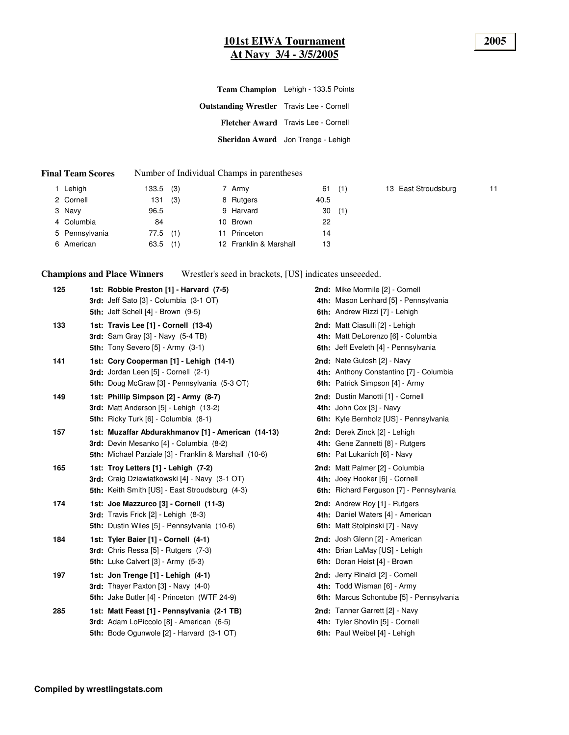# 101st EIWA Tournament
## At Navy 3/4 - 3/5/2005

**2005**

**Team Champion** Lehigh - 133.5 Points

**Outstanding Wrestler** Travis Lee - Cornell

**Fletcher Award** Travis Lee - Cornell

**Sheridan Award** Jon Trenge - Lehigh

**Final Team Scores** Number of Individual Champs in parentheses

| Place | Team | Points | Champs |
|---|---|---|---|
| 1 | Lehigh | 133.5 | (3) |
| 2 | Cornell | 131 | (3) |
| 3 | Navy | 96.5 | |
| 4 | Columbia | 84 | |
| 5 | Pennsylvania | 77.5 | (1) |
| 6 | American | 63.5 | (1) |
| 7 | Army | 61 | (1) |
| 8 | Rutgers | 40.5 | |
| 9 | Harvard | 30 | (1) |
| 10 | Brown | 22 | |
| 11 | Princeton | 14 | |
| 12 | Franklin & Marshall | 13 | |
| 13 | East Stroudsburg | 11 | |

**Champions and Place Winners** Wrestler's seed in brackets, [US] indicates unseeeded.

**125**
- **1st: Robbie Preston [1] - Harvard (7-5)**
- **2nd:** Mike Mormile [2] - Cornell
- **3rd:** Jeff Sato [3] - Columbia (3-1 OT)
- **4th:** Mason Lenhard [5] - Pennsylvania
- **5th:** Jeff Schell [4] - Brown (9-5)
- **6th:** Andrew Rizzi [7] - Lehigh

**133**
- **1st: Travis Lee [1] - Cornell (13-4)**
- **2nd:** Matt Ciasulli [2] - Lehigh
- **3rd:** Sam Gray [3] - Navy (5-4 TB)
- **4th:** Matt DeLorenzo [6] - Columbia
- **5th:** Tony Severo [5] - Army (3-1)
- **6th:** Jeff Eveleth [4] - Pennsylvania

**141**
- **1st: Cory Cooperman [1] - Lehigh (14-1)**
- **2nd:** Nate Gulosh [2] - Navy
- **3rd:** Jordan Leen [5] - Cornell (2-1)
- **4th:** Anthony Constantino [7] - Columbia
- **5th:** Doug McGraw [3] - Pennsylvania (5-3 OT)
- **6th:** Patrick Simpson [4] - Army

**149**
- **1st: Phillip Simpson [2] - Army (8-7)**
- **2nd:** Dustin Manotti [1] - Cornell
- **3rd:** Matt Anderson [5] - Lehigh (13-2)
- **4th:** John Cox [3] - Navy
- **5th:** Ricky Turk [6] - Columbia (8-1)
- **6th:** Kyle Bernholz [US] - Pennsylvania

**157**
- **1st: Muzaffar Abdurakhmanov [1] - American (14-13)**
- **2nd:** Derek Zinck [2] - Lehigh
- **3rd:** Devin Mesanko [4] - Columbia (8-2)
- **4th:** Gene Zannetti [8] - Rutgers
- **5th:** Michael Parziale [3] - Franklin & Marshall (10-6)
- **6th:** Pat Lukanich [6] - Navy

**165**
- **1st: Troy Letters [1] - Lehigh (7-2)**
- **2nd:** Matt Palmer [2] - Columbia
- **3rd:** Craig Dziewiatkowski [4] - Navy (3-1 OT)
- **4th:** Joey Hooker [6] - Cornell
- **5th:** Keith Smith [US] - East Stroudsburg (4-3)
- **6th:** Richard Ferguson [7] - Pennsylvania

**174**
- **1st: Joe Mazzurco [3] - Cornell (11-3)**
- **2nd:** Andrew Roy [1] - Rutgers
- **3rd:** Travis Frick [2] - Lehigh (8-3)
- **4th:** Daniel Waters [4] - American
- **5th:** Dustin Wiles [5] - Pennsylvania (10-6)
- **6th:** Matt Stolpinski [7] - Navy

**184**
- **1st: Tyler Baier [1] - Cornell (4-1)**
- **2nd:** Josh Glenn [2] - American
- **3rd:** Chris Ressa [5] - Rutgers (7-3)
- **4th:** Brian LaMay [US] - Lehigh
- **5th:** Luke Calvert [3] - Army (5-3)
- **6th:** Doran Heist [4] - Brown

**197**
- **1st: Jon Trenge [1] - Lehigh (4-1)**
- **2nd:** Jerry Rinaldi [2] - Cornell
- **3rd:** Thayer Paxton [3] - Navy (4-0)
- **4th:** Todd Wisman [6] - Army
- **5th:** Jake Butler [4] - Princeton (WTF 24-9)
- **6th:** Marcus Schontube [5] - Pennsylvania

**285**
- **1st: Matt Feast [1] - Pennsylvania (2-1 TB)**
- **2nd:** Tanner Garrett [2] - Navy
- **3rd:** Adam LoPiccolo [8] - American (6-5)
- **4th:** Tyler Shovlin [5] - Cornell
- **5th:** Bode Ogunwole [2] - Harvard (3-1 OT)
- **6th:** Paul Weibel [4] - Lehigh

**Compiled by wrestlingstats.com**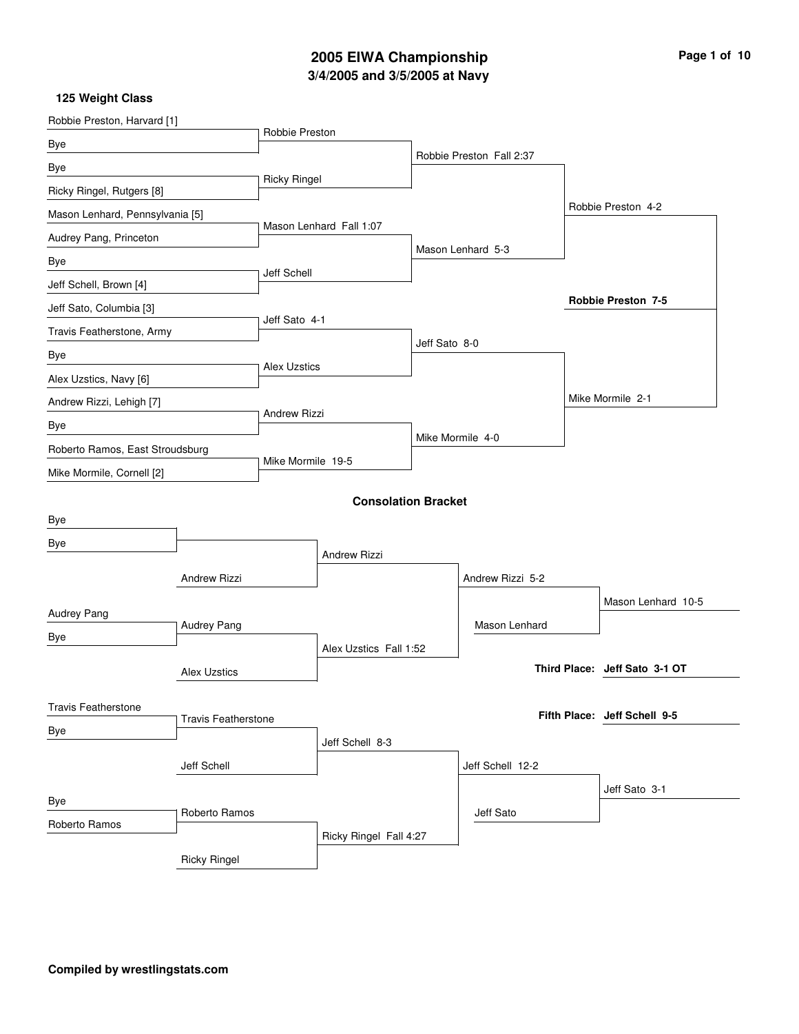# 2005 EIWA Championship

## 3/4/2005 and 3/5/2005 at Navy

### 125 Weight Class

**Championship Bracket**

First Round:

- Robbie Preston, Harvard [1] vs Bye — Robbie Preston
- Bye vs Ricky Ringel, Rutgers [8] — Ricky Ringel
- Mason Lenhard, Pennsylvania [5] vs Audrey Pang, Princeton — Mason Lenhard Fall 1:07
- Bye vs Jeff Schell, Brown [4] — Jeff Schell
- Jeff Sato, Columbia [3] vs Travis Featherstone, Army — Jeff Sato 4-1
- Bye vs Alex Uzstics, Navy [6] — Alex Uzstics
- Andrew Rizzi, Lehigh [7] vs Bye — Andrew Rizzi
- Roberto Ramos, East Stroudsburg vs Mike Mormile, Cornell [2] — Mike Mormile 19-5

Quarterfinals:

- Robbie Preston Fall 2:37
- Mason Lenhard 5-3
- Jeff Sato 8-0
- Mike Mormile 4-0

Semifinals:

- Robbie Preston 4-2
- Mike Mormile 2-1

Final:

- **Robbie Preston 7-5**

**Consolation Bracket**

- Bye vs Bye
- Andrew Rizzi
- Andrew Rizzi
- Audrey Pang vs Bye — Audrey Pang
- Alex Uzstics
- Alex Uzstics Fall 1:52
- Andrew Rizzi 5-2
- Mason Lenhard
- Mason Lenhard 10-5
- Travis Featherstone vs Bye — Travis Featherstone
- Jeff Schell
- Jeff Schell 8-3
- Bye vs Roberto Ramos — Roberto Ramos
- Ricky Ringel
- Ricky Ringel Fall 4:27
- Jeff Schell 12-2
- Jeff Sato
- Jeff Sato 3-1

**Third Place: Jeff Sato 3-1 OT**

**Fifth Place: Jeff Schell 9-5**

**Compiled by wrestlingstats.com**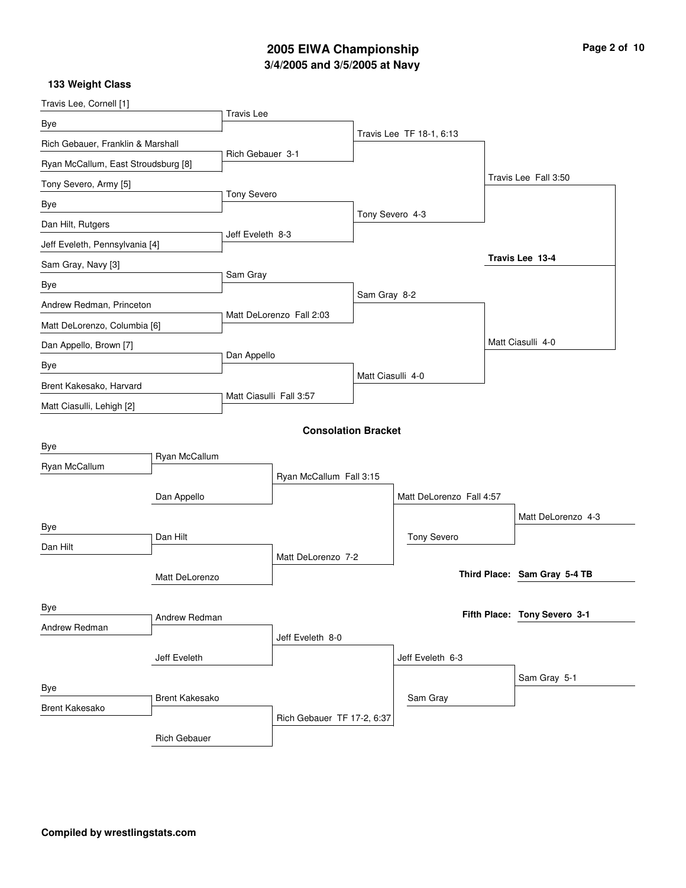# 2005 EIWA Championship

## 3/4/2005 and 3/5/2005 at Navy

### 133 Weight Class

**Championship Bracket**

| First Round | Quarterfinals | Semifinals | Finals | Champion |
|---|---|---|---|---|
| Travis Lee, Cornell [1] | Travis Lee | Travis Lee TF 18-1, 6:13 | Travis Lee Fall 3:50 | **Travis Lee 13-4** |
| Bye | | | | |
| Rich Gebauer, Franklin & Marshall | Rich Gebauer 3-1 | | | |
| Ryan McCallum, East Stroudsburg [8] | | | | |
| Tony Severo, Army [5] | Tony Severo | Tony Severo 4-3 | | |
| Bye | | | | |
| Dan Hilt, Rutgers | Jeff Eveleth 8-3 | | | |
| Jeff Eveleth, Pennsylvania [4] | | | | |
| Sam Gray, Navy [3] | Sam Gray | Sam Gray 8-2 | Matt Ciasulli 4-0 | |
| Bye | | | | |
| Andrew Redman, Princeton | Matt DeLorenzo Fall 2:03 | | | |
| Matt DeLorenzo, Columbia [6] | | | | |
| Dan Appello, Brown [7] | Dan Appello | Matt Ciasulli 4-0 | | |
| Bye | | | | |
| Brent Kakesako, Harvard | Matt Ciasulli Fall 3:57 | | | |
| Matt Ciasulli, Lehigh [2] | | | | |

### Consolation Bracket

| Round 1 | Round 2 | Round 3 | Round 4 | Consolation Final |
|---|---|---|---|---|
| Bye | Ryan McCallum | Ryan McCallum Fall 3:15 | Matt DeLorenzo Fall 4:57 | Matt DeLorenzo 4-3 |
| Ryan McCallum | Dan Appello | | Tony Severo | |
| Bye | Dan Hilt | Matt DeLorenzo 7-2 | | |
| Dan Hilt | Matt DeLorenzo | | | |
| Bye | Andrew Redman | Jeff Eveleth 8-0 | Jeff Eveleth 6-3 | Sam Gray 5-1 |
| Andrew Redman | Jeff Eveleth | | Sam Gray | |
| Bye | Brent Kakesako | Rich Gebauer TF 17-2, 6:37 | | |
| Brent Kakesako | Rich Gebauer | | | |

**Third Place: Sam Gray 5-4 TB**

**Fifth Place: Tony Severo 3-1**

**Compiled by wrestlingstats.com**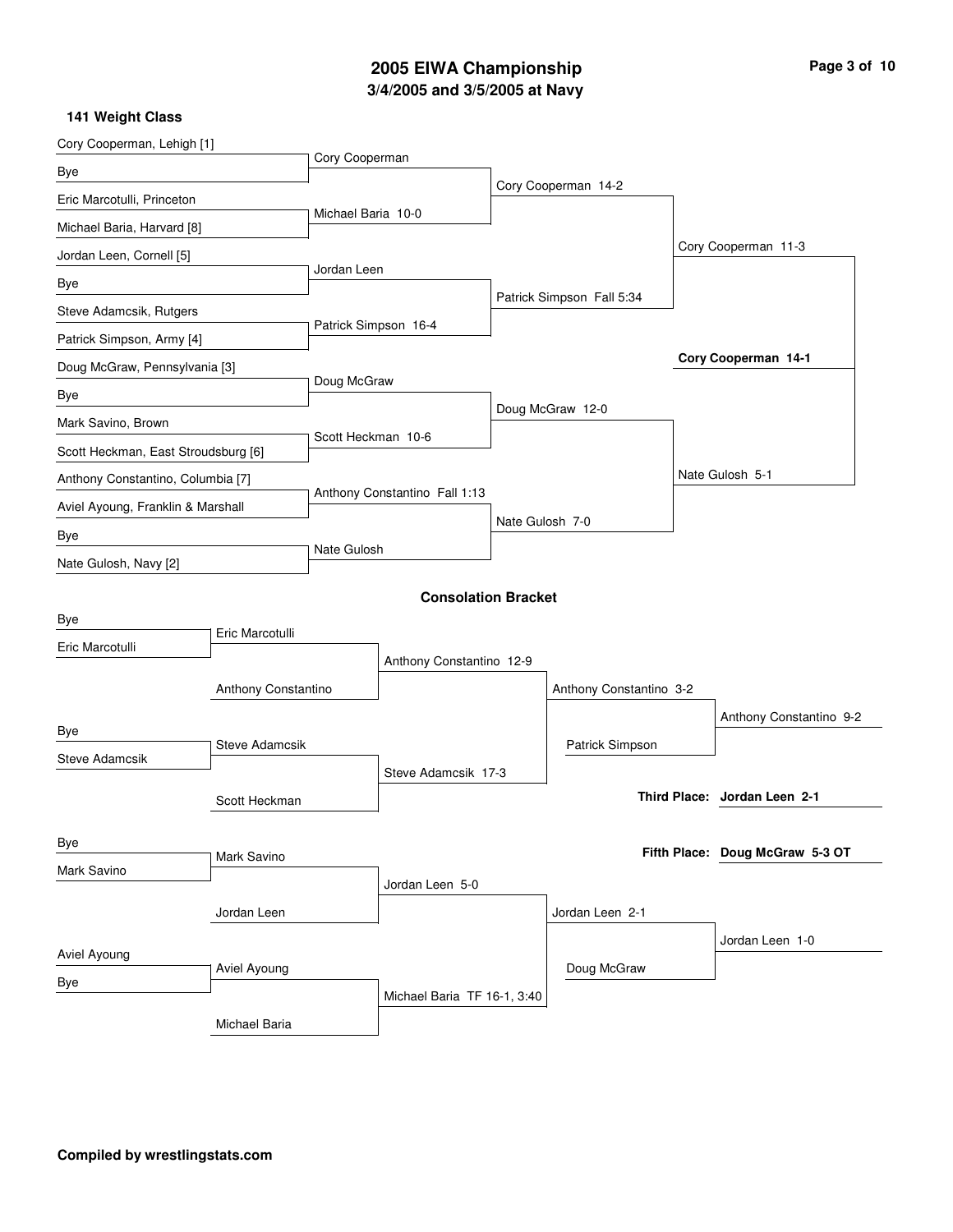# 2005 EIWA Championship

## 3/4/2005 and 3/5/2005 at Navy

### 141 Weight Class

**Championship Bracket**

| First Round | Quarterfinals | Semifinals | Finals |
| --- | --- | --- | --- |
| Cory Cooperman, Lehigh [1] vs Bye | Cory Cooperman | Cory Cooperman 14-2 | Cory Cooperman 11-3 |
| Eric Marcotulli, Princeton vs Michael Baria, Harvard [8] | Michael Baria 10-0 | | |
| Jordan Leen, Cornell [5] vs Bye | Jordan Leen | Patrick Simpson Fall 5:34 | |
| Steve Adamcsik, Rutgers vs Patrick Simpson, Army [4] | Patrick Simpson 16-4 | | |
| Doug McGraw, Pennsylvania [3] vs Bye | Doug McGraw | Doug McGraw 12-0 | Nate Gulosh 5-1 |
| Mark Savino, Brown vs Scott Heckman, East Stroudsburg [6] | Scott Heckman 10-6 | | |
| Anthony Constantino, Columbia [7] vs Aviel Ayoung, Franklin & Marshall | Anthony Constantino Fall 1:13 | Nate Gulosh 7-0 | |
| Bye vs Nate Gulosh, Navy [2] | Nate Gulosh | | |

**Champion: Cory Cooperman 14-1**

### Consolation Bracket

| Round 1 | Round 2 | Round 3 | Round 4 | Consolation Final |
| --- | --- | --- | --- | --- |
| Bye vs Eric Marcotulli | Eric Marcotulli | Anthony Constantino 12-9 | Anthony Constantino 3-2 | Anthony Constantino 9-2 |
| | Anthony Constantino | | | |
| Bye vs Steve Adamcsik | Steve Adamcsik | Steve Adamcsik 17-3 | Patrick Simpson | |
| | Scott Heckman | | | |
| Bye vs Mark Savino | Mark Savino | Jordan Leen 5-0 | Jordan Leen 2-1 | Jordan Leen 1-0 |
| | Jordan Leen | | | |
| Aviel Ayoung vs Bye | Aviel Ayoung | Michael Baria TF 16-1, 3:40 | Doug McGraw | |
| | Michael Baria | | | |

**Third Place: Jordan Leen 2-1**

**Fifth Place: Doug McGraw 5-3 OT**

**Compiled by wrestlingstats.com**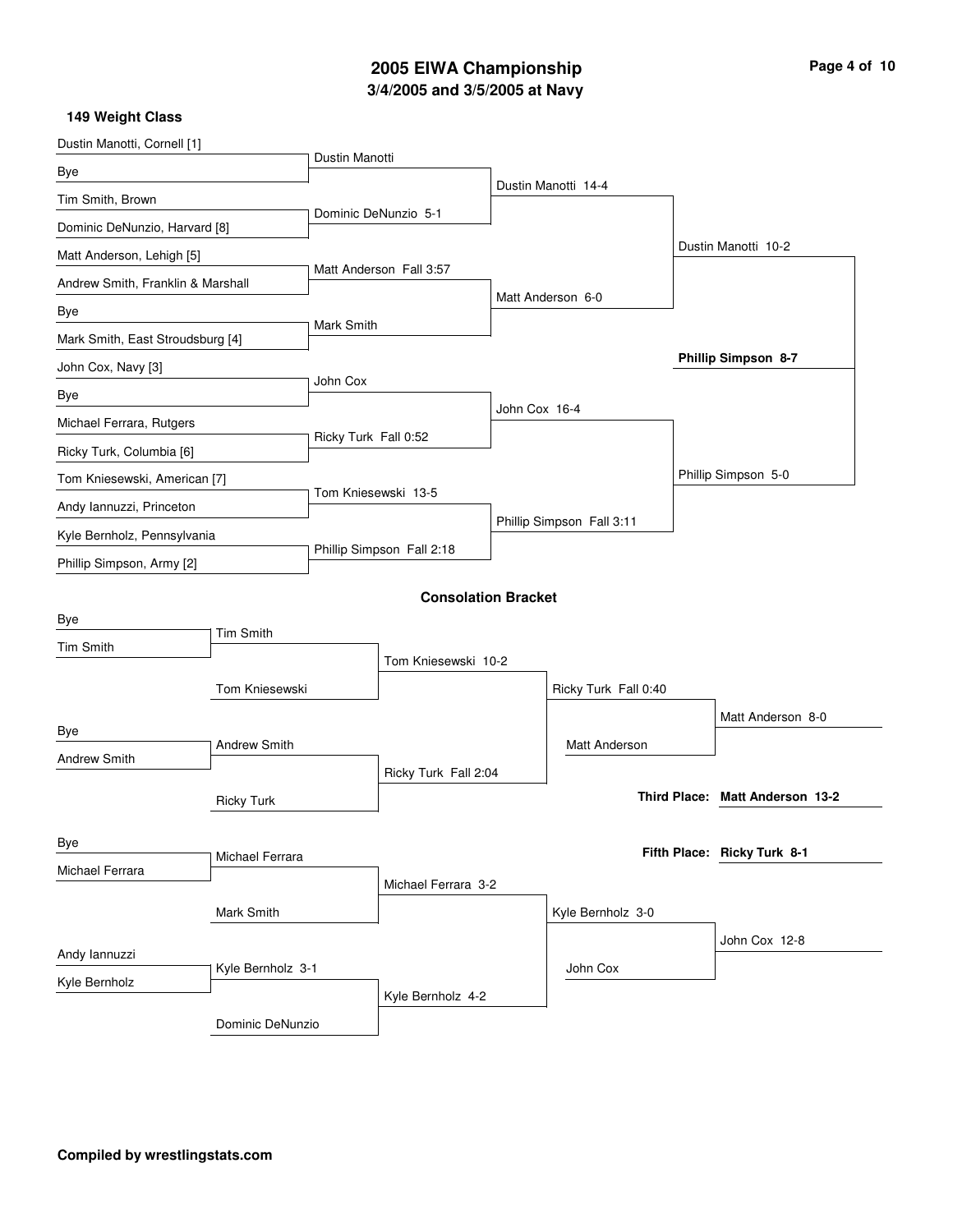# 2005 EIWA Championship

## 3/4/2005 and 3/5/2005 at Navy

### 149 Weight Class

**Championship Bracket**

First Round:
- Dustin Manotti, Cornell [1] vs Bye — Dustin Manotti
- Tim Smith, Brown vs Dominic DeNunzio, Harvard [8] — Dominic DeNunzio 5-1
- Matt Anderson, Lehigh [5] vs Andrew Smith, Franklin & Marshall — Matt Anderson Fall 3:57
- Bye vs Mark Smith, East Stroudsburg [4] — Mark Smith
- John Cox, Navy [3] vs Bye — John Cox
- Michael Ferrara, Rutgers vs Ricky Turk, Columbia [6] — Ricky Turk Fall 0:52
- Tom Kniesewski, American [7] vs Andy Iannuzzi, Princeton — Tom Kniesewski 13-5
- Kyle Bernholz, Pennsylvania vs Phillip Simpson, Army [2] — Phillip Simpson Fall 2:18

Quarterfinals:
- Dustin Manotti 14-4
- Matt Anderson 6-0
- John Cox 16-4
- Phillip Simpson Fall 3:11

Semifinals:
- Dustin Manotti 10-2
- Phillip Simpson 5-0

Final:
- **Phillip Simpson 8-7**

### Consolation Bracket

First Round:
- Bye vs Tim Smith — Tim Smith
- Bye vs Andrew Smith — Andrew Smith
- Bye vs Michael Ferrara — Michael Ferrara
- Andy Iannuzzi vs Kyle Bernholz — Kyle Bernholz 3-1

Second Round:
- Tim Smith vs Tom Kniesewski — Tom Kniesewski 10-2
- Andrew Smith vs Ricky Turk — Ricky Turk Fall 2:04
- Michael Ferrara vs Mark Smith — Michael Ferrara 3-2
- Kyle Bernholz vs Dominic DeNunzio — Kyle Bernholz 4-2

Third Round:
- Ricky Turk Fall 0:40
- Kyle Bernholz 3-0

Consolation Semifinals:
- Ricky Turk vs Matt Anderson — Matt Anderson 8-0
- Kyle Bernholz vs John Cox — John Cox 12-8

**Third Place: Matt Anderson 13-2**

**Fifth Place: Ricky Turk 8-1**

**Compiled by wrestlingstats.com**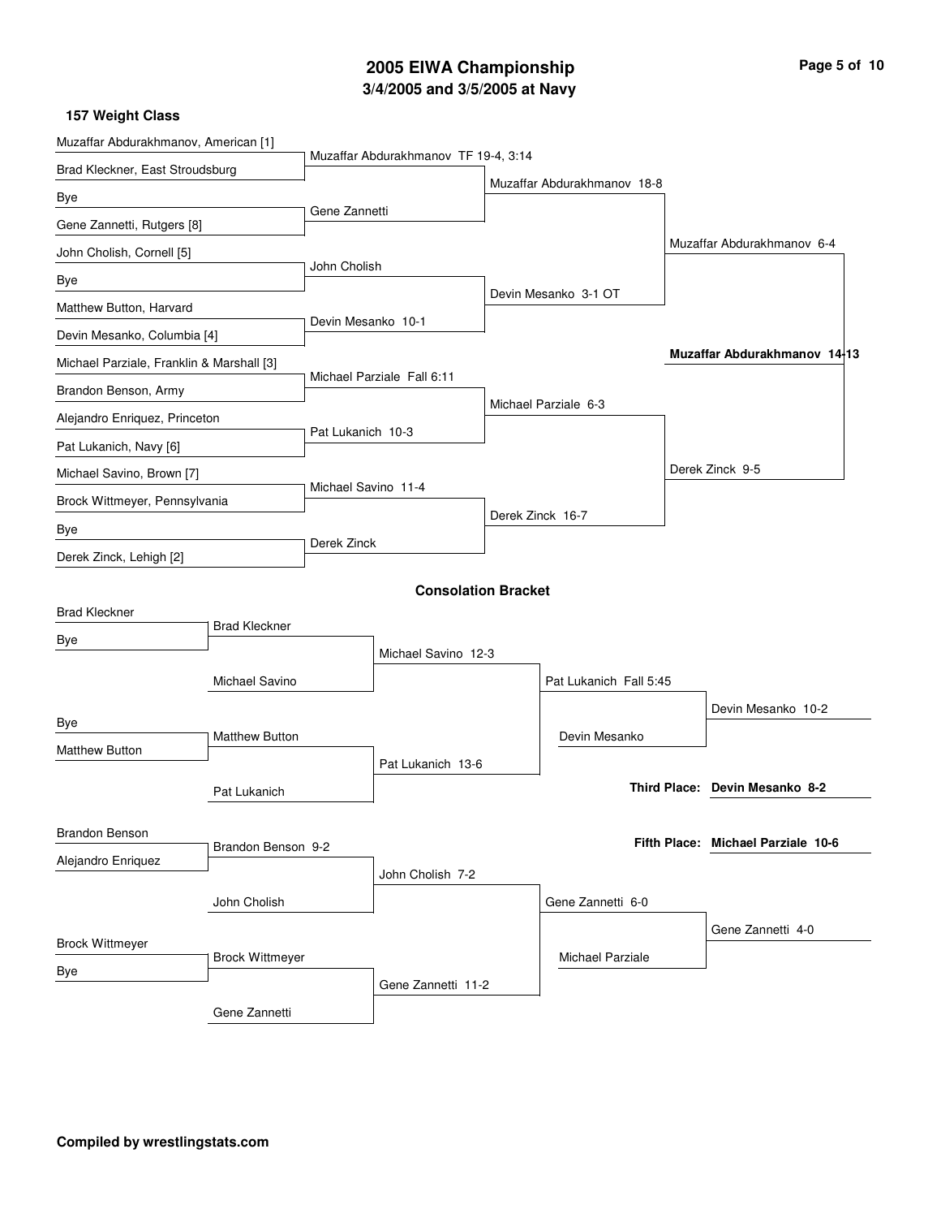# 2005 EIWA Championship

## 3/4/2005 and 3/5/2005 at Navy

### 157 Weight Class

**Championship Bracket**

First Round:
- Muzaffar Abdurakhmanov, American [1] vs. Brad Kleckner, East Stroudsburg — Muzaffar Abdurakhmanov TF 19-4, 3:14
- Bye vs. Gene Zannetti, Rutgers [8] — Gene Zannetti
- John Cholish, Cornell [5] vs. Bye — John Cholish
- Matthew Button, Harvard vs. Devin Mesanko, Columbia [4] — Devin Mesanko 10-1
- Michael Parziale, Franklin & Marshall [3] vs. Brandon Benson, Army — Michael Parziale Fall 6:11
- Alejandro Enriquez, Princeton vs. Pat Lukanich, Navy [6] — Pat Lukanich 10-3
- Michael Savino, Brown [7] vs. Brock Wittmeyer, Pennsylvania — Michael Savino 11-4
- Bye vs. Derek Zinck, Lehigh [2] — Derek Zinck

Quarterfinals:
- Muzaffar Abdurakhmanov 18-8
- Devin Mesanko 3-1 OT
- Michael Parziale 6-3
- Derek Zinck 16-7

Semifinals:
- Muzaffar Abdurakhmanov 6-4
- Derek Zinck 9-5

Final:
- **Muzaffar Abdurakhmanov 14-13**

### Consolation Bracket

First Round:
- Brad Kleckner vs. Bye — Brad Kleckner
- Bye vs. Matthew Button — Matthew Button
- Brandon Benson vs. Alejandro Enriquez — Brandon Benson 9-2
- Brock Wittmeyer vs. Bye — Brock Wittmeyer

Second Round:
- Brad Kleckner vs. Michael Savino — Michael Savino 12-3
- Matthew Button vs. Pat Lukanich — Pat Lukanich 13-6
- Brandon Benson vs. John Cholish — John Cholish 7-2
- Brock Wittmeyer vs. Gene Zannetti — Gene Zannetti 11-2

Third Round:
- Michael Savino vs. Pat Lukanich — Pat Lukanich Fall 5:45
- John Cholish vs. Gene Zannetti — Gene Zannetti 6-0

Consolation Semifinals:
- Pat Lukanich vs. Devin Mesanko — Devin Mesanko 10-2
- Gene Zannetti vs. Michael Parziale — Gene Zannetti 4-0

**Third Place: Devin Mesanko 8-2**

**Fifth Place: Michael Parziale 10-6**

**Compiled by wrestlingstats.com**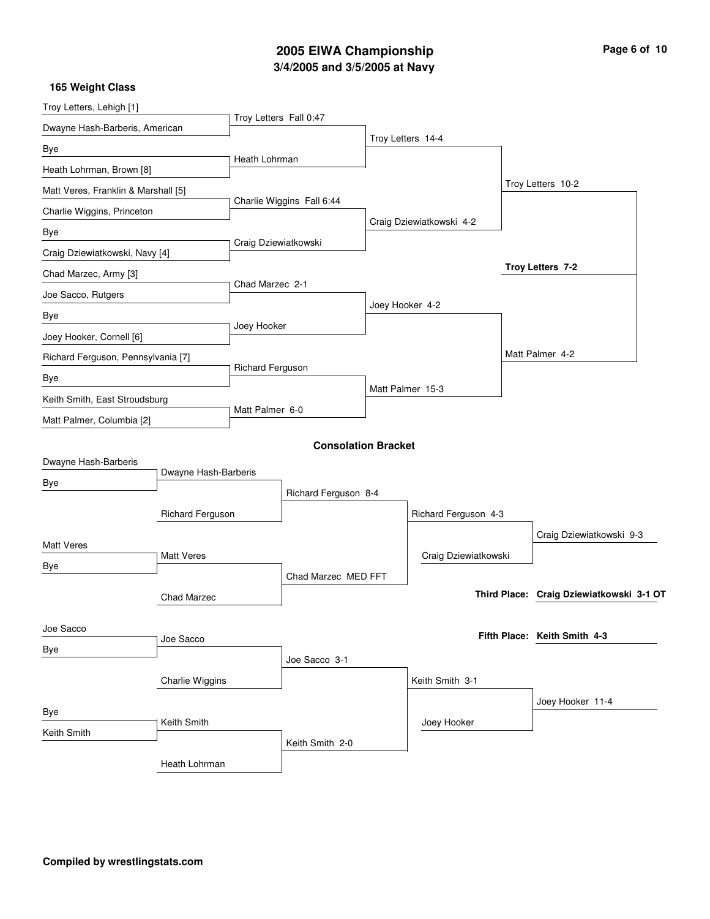# 2005 EIWA Championship
## 3/4/2005 and 3/5/2005 at Navy

### 165 Weight Class

**Championship Bracket**

| First Round | Quarterfinals | Semifinals | Finals |
|---|---|---|---|
| Troy Letters, Lehigh [1] | Troy Letters Fall 0:47 | Troy Letters 14-4 | Troy Letters 10-2 |
| Dwayne Hash-Barberis, American | | | |
| Bye | Heath Lohrman | | |
| Heath Lohrman, Brown [8] | | | |
| Matt Veres, Franklin & Marshall [5] | Charlie Wiggins Fall 6:44 | Craig Dziewiatkowski 4-2 | |
| Charlie Wiggins, Princeton | | | |
| Bye | Craig Dziewiatkowski | | |
| Craig Dziewiatkowski, Navy [4] | | | |
| Chad Marzec, Army [3] | Chad Marzec 2-1 | Joey Hooker 4-2 | Matt Palmer 4-2 |
| Joe Sacco, Rutgers | | | |
| Bye | Joey Hooker | | |
| Joey Hooker, Cornell [6] | | | |
| Richard Ferguson, Pennsylvania [7] | Richard Ferguson | Matt Palmer 15-3 | |
| Bye | | | |
| Keith Smith, East Stroudsburg | Matt Palmer 6-0 | | |
| Matt Palmer, Columbia [2] | | | |

**Champion: Troy Letters 7-2**

### Consolation Bracket

| Round 1 | Round 2 | Round 3 | Round 4 | Final |
|---|---|---|---|---|
| Dwayne Hash-Barberis | Dwayne Hash-Barberis | Richard Ferguson 8-4 | Richard Ferguson 4-3 | Craig Dziewiatkowski 9-3 |
| Bye | | | | |
| | Richard Ferguson | | Craig Dziewiatkowski | |
| Matt Veres | Matt Veres | Chad Marzec MED FFT | | |
| Bye | | | | |
| | Chad Marzec | | | |
| Joe Sacco | Joe Sacco | Joe Sacco 3-1 | Keith Smith 3-1 | Joey Hooker 11-4 |
| Bye | | | | |
| | Charlie Wiggins | | Joey Hooker | |
| Bye | Keith Smith | Keith Smith 2-0 | | |
| Keith Smith | | | | |
| | Heath Lohrman | | | |

**Third Place:** Craig Dziewiatkowski 3-1 OT

**Fifth Place:** Keith Smith 4-3

**Compiled by wrestlingstats.com**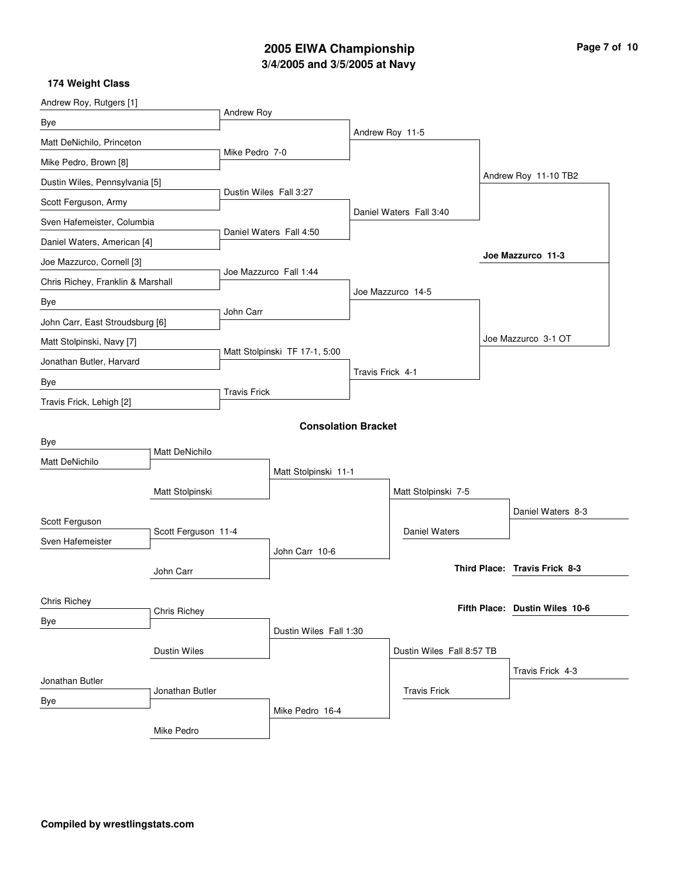# 2005 EIWA Championship
## 3/4/2005 and 3/5/2005 at Navy

### 174 Weight Class

**Championship Bracket**

First Round:
- Andrew Roy, Rutgers [1] vs Bye — Andrew Roy
- Matt DeNichilo, Princeton vs Mike Pedro, Brown [8] — Mike Pedro 7-0
- Dustin Wiles, Pennsylvania [5] vs Scott Ferguson, Army — Dustin Wiles Fall 3:27
- Sven Hafemeister, Columbia vs Daniel Waters, American [4] — Daniel Waters Fall 4:50
- Joe Mazzurco, Cornell [3] vs Chris Richey, Franklin & Marshall — Joe Mazzurco Fall 1:44
- Bye vs John Carr, East Stroudsburg [6] — John Carr
- Matt Stolpinski, Navy [7] vs Jonathan Butler, Harvard — Matt Stolpinski TF 17-1, 5:00
- Bye vs Travis Frick, Lehigh [2] — Travis Frick

Quarterfinals:
- Andrew Roy 11-5
- Daniel Waters Fall 3:40
- Joe Mazzurco 14-5
- Travis Frick 4-1

Semifinals:
- Andrew Roy 11-10 TB2
- Joe Mazzurco 3-1 OT

Final:
- **Joe Mazzurco 11-3**

**Consolation Bracket**

- Bye vs Matt DeNichilo — Matt DeNichilo
- Matt DeNichilo vs Matt Stolpinski — Matt Stolpinski 11-1
- Scott Ferguson vs Sven Hafemeister — Scott Ferguson 11-4
- Scott Ferguson vs John Carr — John Carr 10-6
- Matt Stolpinski vs John Carr — Matt Stolpinski 7-5
- Matt Stolpinski vs Daniel Waters — Daniel Waters 8-3
- Chris Richey vs Bye — Chris Richey
- Chris Richey vs Dustin Wiles — Dustin Wiles Fall 1:30
- Jonathan Butler vs Bye — Jonathan Butler
- Jonathan Butler vs Mike Pedro — Mike Pedro 16-4
- Dustin Wiles vs Mike Pedro — Dustin Wiles Fall 8:57 TB
- Dustin Wiles vs Travis Frick — Travis Frick 4-3

**Third Place: Travis Frick 8-3**

**Fifth Place: Dustin Wiles 10-6**

**Compiled by wrestlingstats.com**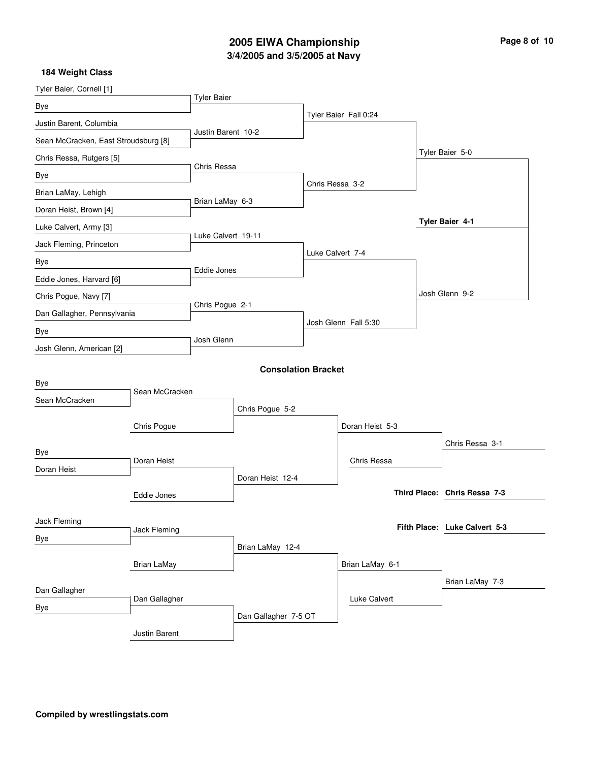# 2005 EIWA Championship

## 3/4/2005 and 3/5/2005 at Navy

### 184 Weight Class

**Championship Bracket**

| First Round | Quarterfinals | Semifinals | Finals | Champion |
|---|---|---|---|---|
| Tyler Baier, Cornell [1] | Tyler Baier | Tyler Baier Fall 0:24 | Tyler Baier 5-0 | **Tyler Baier 4-1** |
| Bye | | | | |
| Justin Barent, Columbia | Justin Barent 10-2 | | | |
| Sean McCracken, East Stroudsburg [8] | | | | |
| Chris Ressa, Rutgers [5] | Chris Ressa | Chris Ressa 3-2 | | |
| Bye | | | | |
| Brian LaMay, Lehigh | Brian LaMay 6-3 | | | |
| Doran Heist, Brown [4] | | | | |
| Luke Calvert, Army [3] | Luke Calvert 19-11 | Luke Calvert 7-4 | Josh Glenn 9-2 | |
| Jack Fleming, Princeton | | | | |
| Bye | Eddie Jones | | | |
| Eddie Jones, Harvard [6] | | | | |
| Chris Pogue, Navy [7] | Chris Pogue 2-1 | Josh Glenn Fall 5:30 | | |
| Dan Gallagher, Pennsylvania | | | | |
| Bye | Josh Glenn | | | |
| Josh Glenn, American [2] | | | | |

**Consolation Bracket**

| Round 1 | Round 2 | Round 3 | Round 4 | Round 5 |
|---|---|---|---|---|
| Bye | Sean McCracken | Chris Pogue 5-2 | Doran Heist 5-3 | Chris Ressa 3-1 |
| Sean McCracken | Chris Pogue | | Chris Ressa | |
| Bye | Doran Heist | Doran Heist 12-4 | | |
| Doran Heist | Eddie Jones | | | |
| Jack Fleming | Jack Fleming | Brian LaMay 12-4 | Brian LaMay 6-1 | Brian LaMay 7-3 |
| Bye | Brian LaMay | | Luke Calvert | |
| Dan Gallagher | Dan Gallagher | Dan Gallagher 7-5 OT | | |
| Bye | Justin Barent | | | |

**Third Place: Chris Ressa 7-3**

**Fifth Place: Luke Calvert 5-3**

**Compiled by wrestlingstats.com**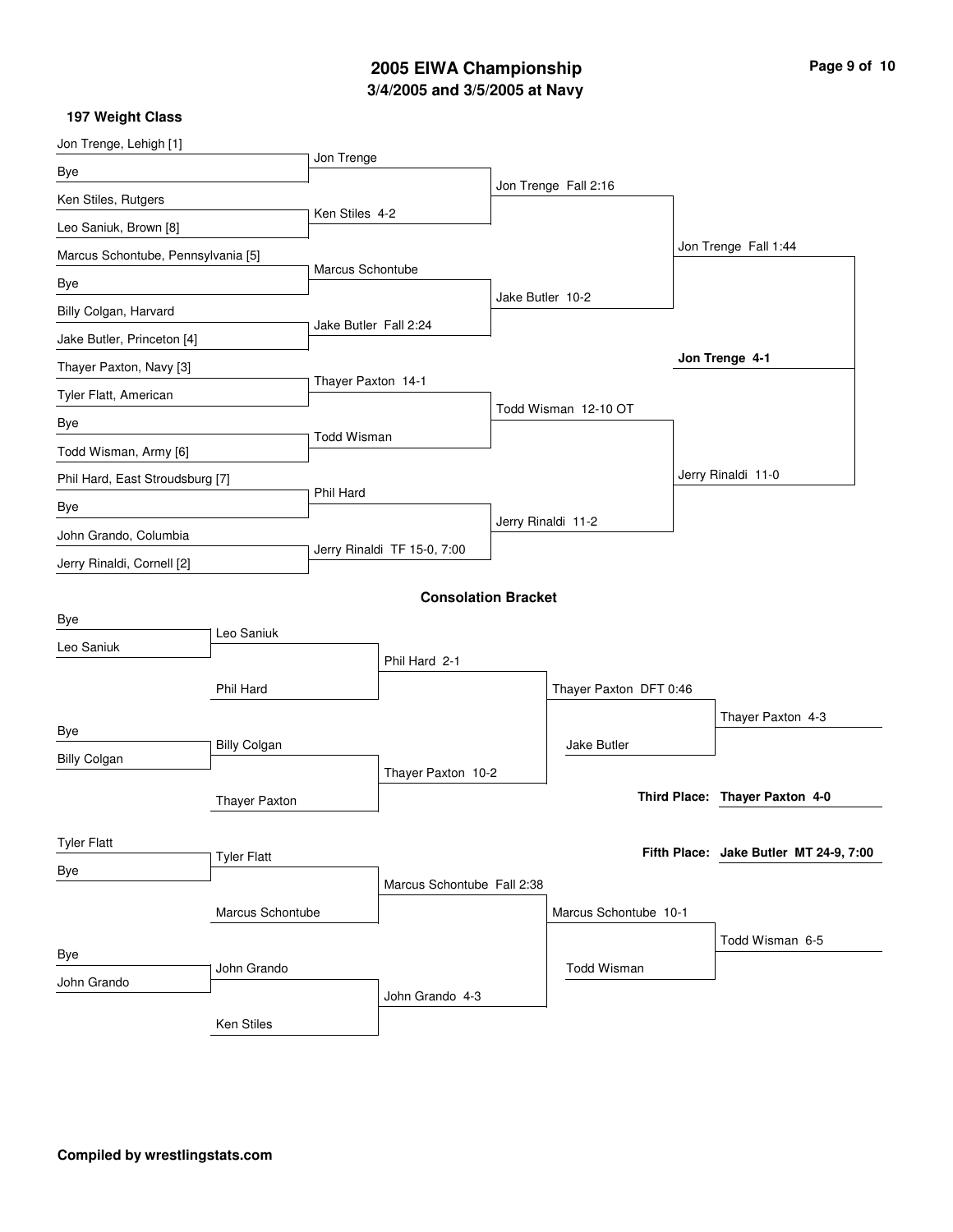# 2005 EIWA Championship

## 3/4/2005 and 3/5/2005 at Navy

### 197 Weight Class

**Championship Bracket**

| First Round | Quarterfinals | Semifinals | Finals |
|---|---|---|---|
| Jon Trenge, Lehigh [1] vs Bye | Jon Trenge | Jon Trenge Fall 2:16 | Jon Trenge Fall 1:44 |
| Ken Stiles, Rutgers vs Leo Saniuk, Brown [8] | Ken Stiles 4-2 | | |
| Marcus Schontube, Pennsylvania [5] vs Bye | Marcus Schontube | Jake Butler 10-2 | |
| Billy Colgan, Harvard vs Jake Butler, Princeton [4] | Jake Butler Fall 2:24 | | |
| Thayer Paxton, Navy [3] vs Tyler Flatt, American | Thayer Paxton 14-1 | Todd Wisman 12-10 OT | Jerry Rinaldi 11-0 |
| Bye vs Todd Wisman, Army [6] | Todd Wisman | | |
| Phil Hard, East Stroudsburg [7] vs Bye | Phil Hard | Jerry Rinaldi 11-2 | |
| John Grando, Columbia vs Jerry Rinaldi, Cornell [2] | Jerry Rinaldi TF 15-0, 7:00 | | |

**Champion: Jon Trenge 4-1**

### Consolation Bracket

| Round 1 | Round 2 | Round 3 | Round 4 | Placement |
|---|---|---|---|---|
| Bye vs Leo Saniuk | Leo Saniuk vs Phil Hard | Phil Hard 2-1 | Thayer Paxton DFT 0:46 | Thayer Paxton 4-3 |
| Bye vs Billy Colgan | Billy Colgan vs Thayer Paxton | Thayer Paxton 10-2 | Jake Butler | |
| Tyler Flatt vs Bye | Tyler Flatt vs Marcus Schontube | Marcus Schontube Fall 2:38 | Marcus Schontube 10-1 | Todd Wisman 6-5 |
| Bye vs John Grando | John Grando vs Ken Stiles | John Grando 4-3 | Todd Wisman | |

**Third Place: Thayer Paxton 4-0**

**Fifth Place: Jake Butler MT 24-9, 7:00**

**Compiled by wrestlingstats.com**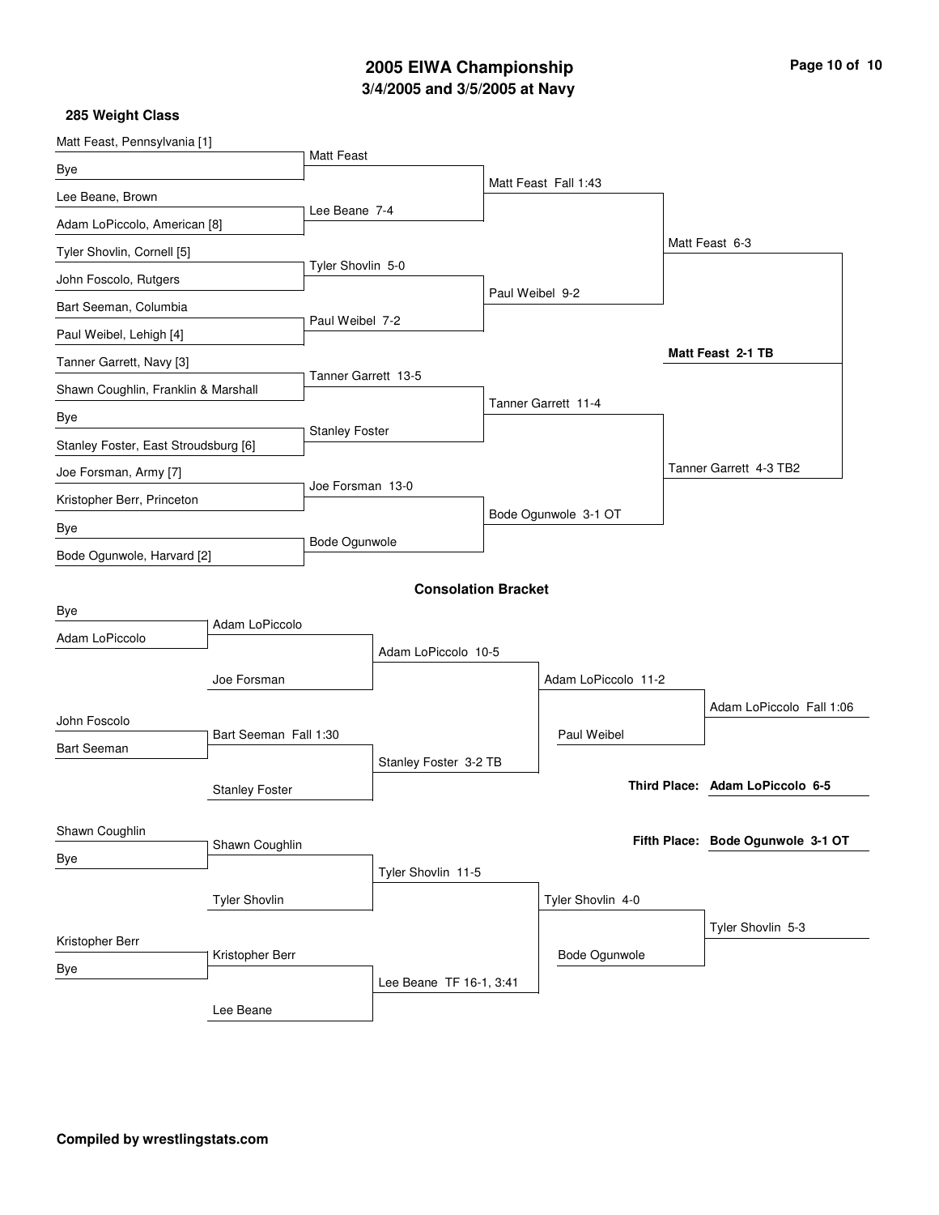# 2005 EIWA Championship

## 3/4/2005 and 3/5/2005 at Navy

### 285 Weight Class

Matt Feast, Pennsylvania [1]
Bye
Matt Feast

Lee Beane, Brown
Adam LoPiccolo, American [8]
Lee Beane 7-4

Matt Feast Fall 1:43

Tyler Shovlin, Cornell [5]
John Foscolo, Rutgers
Tyler Shovlin 5-0

Bart Seeman, Columbia
Paul Weibel, Lehigh [4]
Paul Weibel 7-2

Paul Weibel 9-2

Matt Feast 6-3

Tanner Garrett, Navy [3]
Shawn Coughlin, Franklin & Marshall
Tanner Garrett 13-5

Bye
Stanley Foster, East Stroudsburg [6]
Stanley Foster

Tanner Garrett 11-4

Joe Forsman, Army [7]
Kristopher Berr, Princeton
Joe Forsman 13-0

Bye
Bode Ogunwole, Harvard [2]
Bode Ogunwole

Bode Ogunwole 3-1 OT

Tanner Garrett 4-3 TB2

**Matt Feast 2-1 TB**

### Consolation Bracket

Bye
Adam LoPiccolo
Adam LoPiccolo

Joe Forsman

Adam LoPiccolo 10-5

John Foscolo
Bart Seeman
Bart Seeman Fall 1:30

Stanley Foster

Stanley Foster 3-2 TB

Adam LoPiccolo 11-2

Paul Weibel

Adam LoPiccolo Fall 1:06

**Third Place: Adam LoPiccolo 6-5**

**Fifth Place: Bode Ogunwole 3-1 OT**

Shawn Coughlin
Bye
Shawn Coughlin

Tyler Shovlin

Tyler Shovlin 11-5

Kristopher Berr
Bye
Kristopher Berr

Lee Beane

Lee Beane TF 16-1, 3:41

Tyler Shovlin 4-0

Bode Ogunwole

Tyler Shovlin 5-3

**Compiled by wrestlingstats.com**